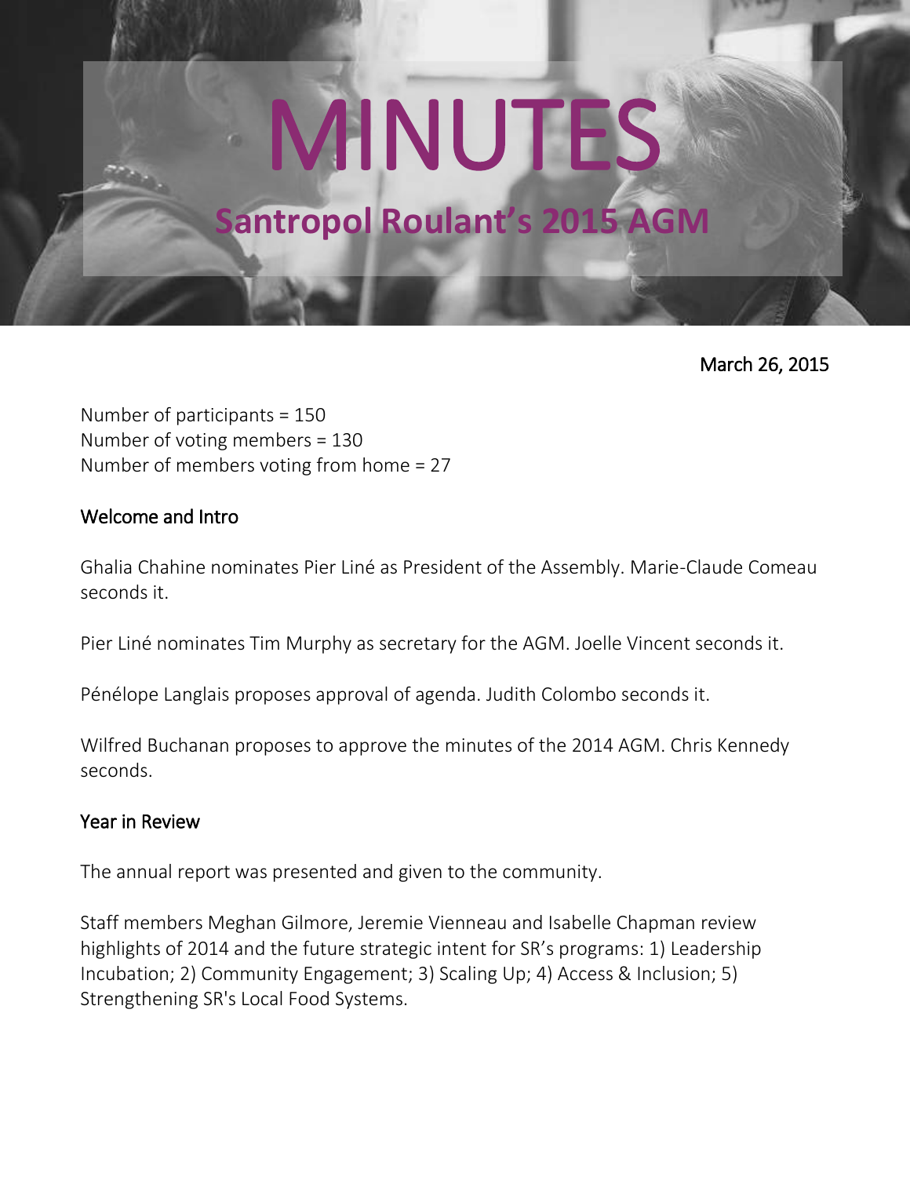# MINUTES

## Santropol Roulant's 2015 AGM

March 26, 2015

Number of participants = 150
Number of voting members = 130
Number of members voting from home = 27

### Welcome and Intro

Ghalia Chahine nominates Pier Liné as President of the Assembly. Marie-Claude Comeau seconds it.

Pier Liné nominates Tim Murphy as secretary for the AGM. Joelle Vincent seconds it.

Pénélope Langlais proposes approval of agenda. Judith Colombo seconds it.

Wilfred Buchanan proposes to approve the minutes of the 2014 AGM. Chris Kennedy seconds.

### Year in Review

The annual report was presented and given to the community.

Staff members Meghan Gilmore, Jeremie Vienneau and Isabelle Chapman review highlights of 2014 and the future strategic intent for SR's programs: 1) Leadership Incubation; 2) Community Engagement; 3) Scaling Up; 4) Access & Inclusion; 5) Strengthening SR's Local Food Systems.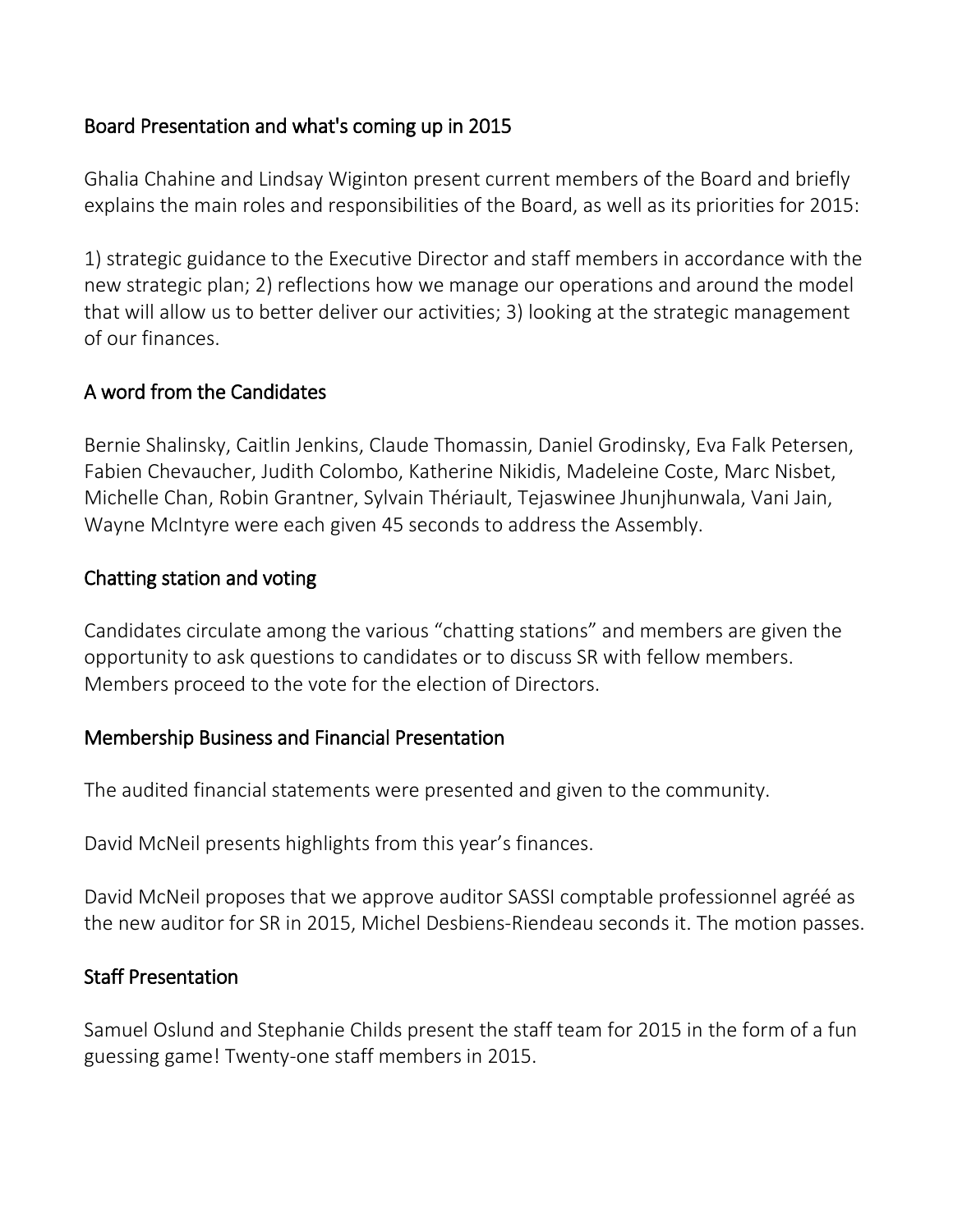## Board Presentation and what's coming up in 2015

Ghalia Chahine and Lindsay Wiginton present current members of the Board and briefly explains the main roles and responsibilities of the Board, as well as its priorities for 2015:

1) strategic guidance to the Executive Director and staff members in accordance with the new strategic plan; 2) reflections how we manage our operations and around the model that will allow us to better deliver our activities; 3) looking at the strategic management of our finances.

## A word from the Candidates

Bernie Shalinsky, Caitlin Jenkins, Claude Thomassin, Daniel Grodinsky, Eva Falk Petersen, Fabien Chevaucher, Judith Colombo, Katherine Nikidis, Madeleine Coste, Marc Nisbet, Michelle Chan, Robin Grantner, Sylvain Thériault, Tejaswinee Jhunjhunwala, Vani Jain, Wayne McIntyre were each given 45 seconds to address the Assembly.

## Chatting station and voting

Candidates circulate among the various "chatting stations" and members are given the opportunity to ask questions to candidates or to discuss SR with fellow members. Members proceed to the vote for the election of Directors.

## Membership Business and Financial Presentation

The audited financial statements were presented and given to the community.

David McNeil presents highlights from this year's finances.

David McNeil proposes that we approve auditor SASSI comptable professionnel agréé as the new auditor for SR in 2015, Michel Desbiens-Riendeau seconds it. The motion passes.

## Staff Presentation

Samuel Oslund and Stephanie Childs present the staff team for 2015 in the form of a fun guessing game! Twenty-one staff members in 2015.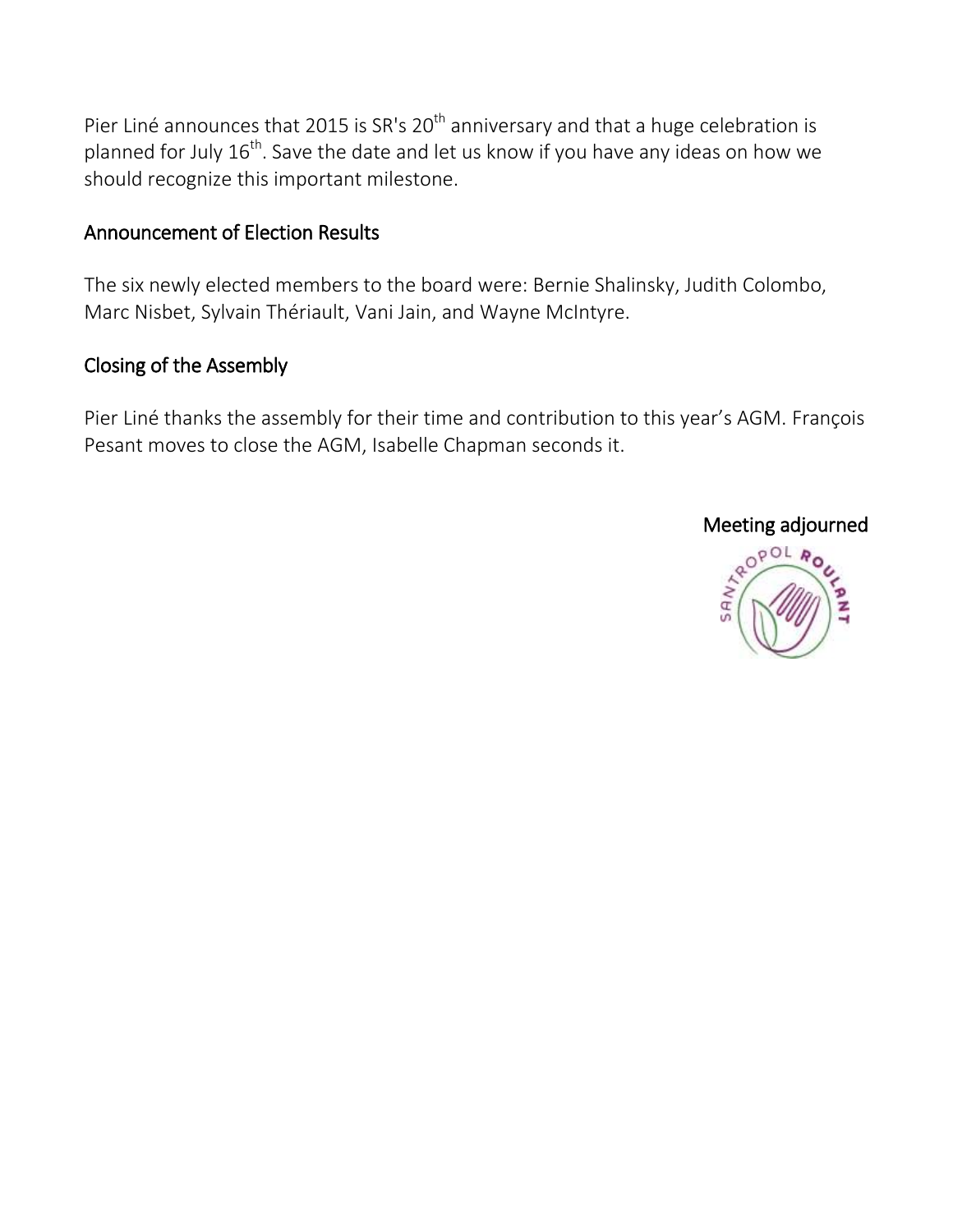Pier Liné announces that 2015 is SR's 20th anniversary and that a huge celebration is planned for July 16th. Save the date and let us know if you have any ideas on how we should recognize this important milestone.

## Announcement of Election Results

The six newly elected members to the board were: Bernie Shalinsky, Judith Colombo, Marc Nisbet, Sylvain Thériault, Vani Jain, and Wayne McIntyre.

## Closing of the Assembly

Pier Liné thanks the assembly for their time and contribution to this year's AGM. François Pesant moves to close the AGM, Isabelle Chapman seconds it.

Meeting adjourned